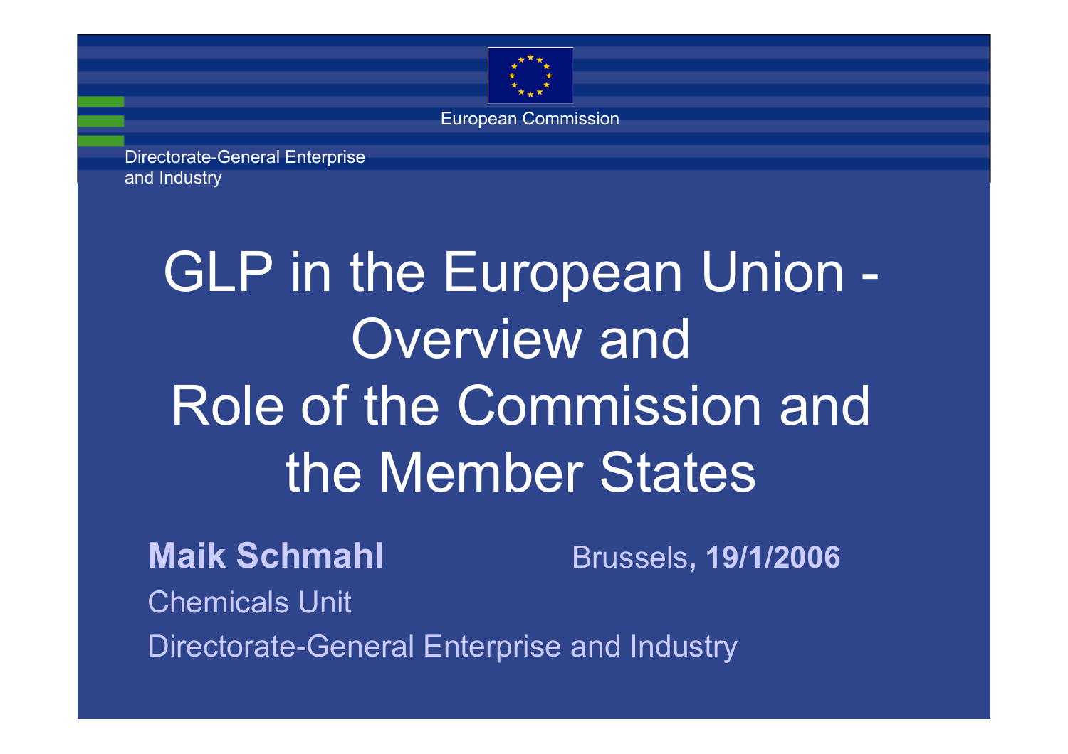European Commission

Directorate-General Enterprise and Industry

# GLP in the European Union - Overview and Role of the Commission and the Member States

**Maik Schmahl**

Brussels, **19/1/2006**

Chemicals Unit

Directorate-General Enterprise and Industry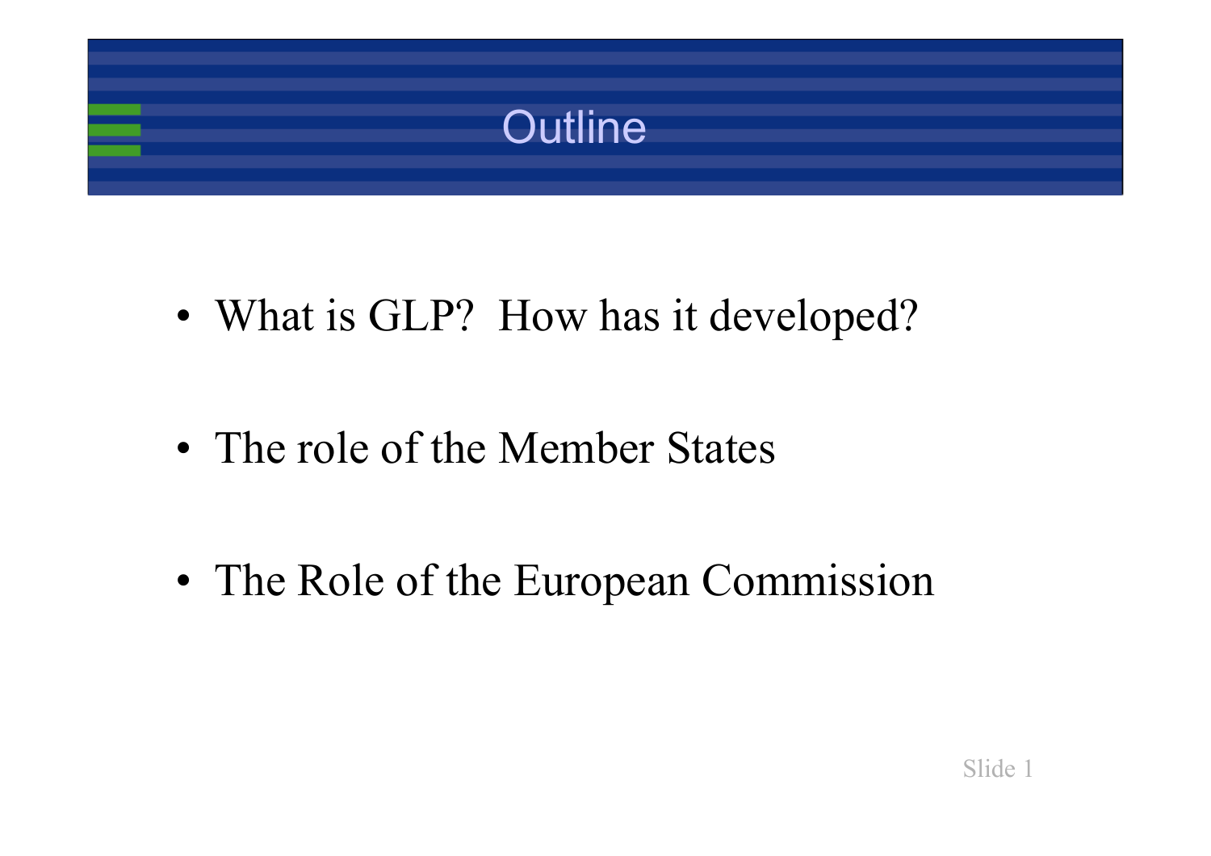# Outline

- What is GLP?  How has it developed?
- The role of the Member States
- The Role of the European Commission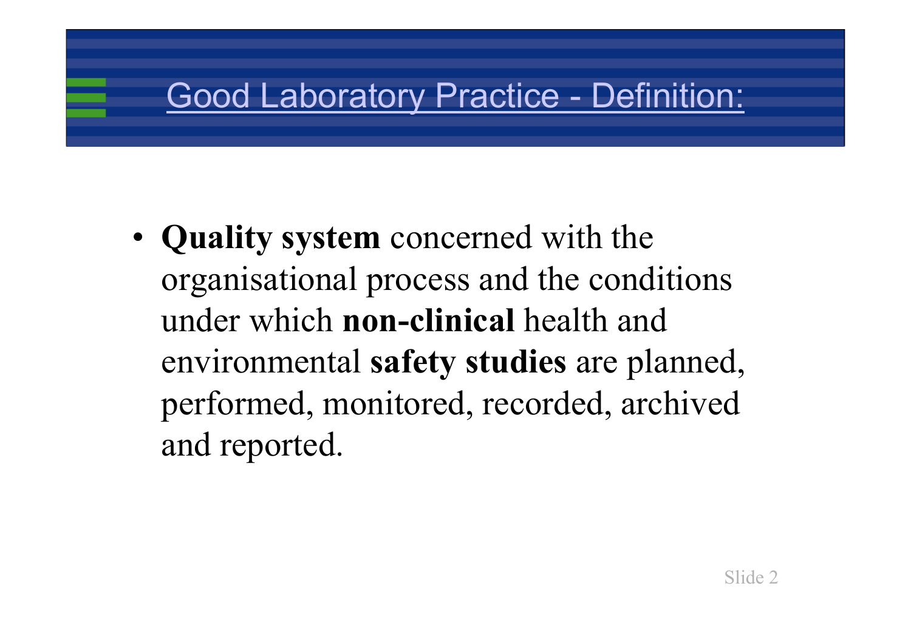# Good Laboratory Practice - Definition:

- **Quality system** concerned with the organisational process and the conditions under which **non-clinical** health and environmental **safety studies** are planned, performed, monitored, recorded, archived and reported.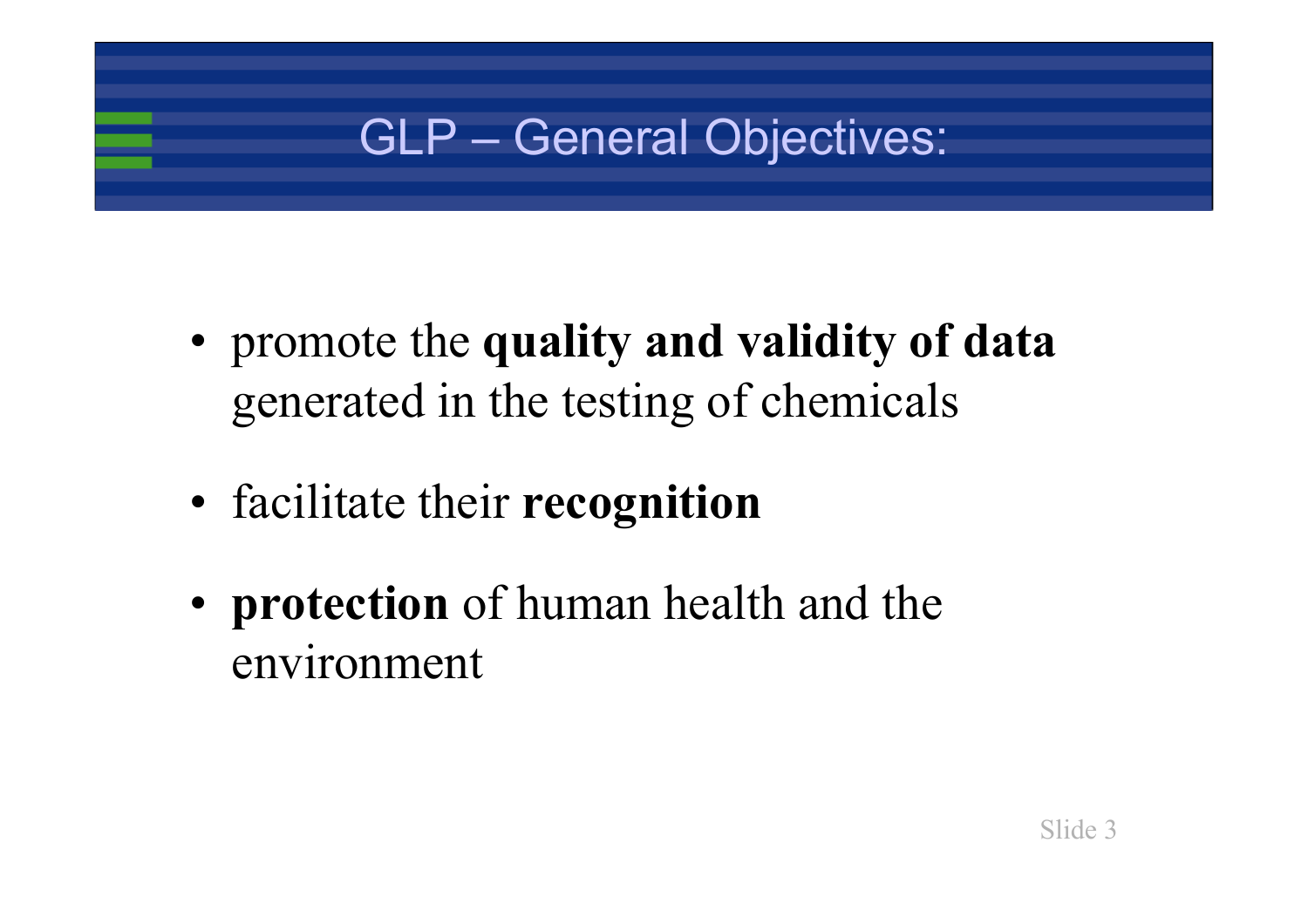# GLP – General Objectives:

- promote the **quality and validity of data** generated in the testing of chemicals
- facilitate their **recognition**
- **protection** of human health and the environment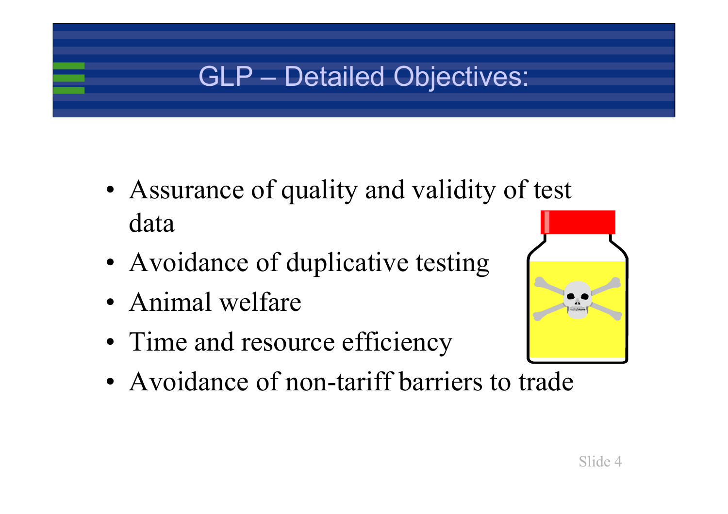# GLP – Detailed Objectives:

- Assurance of quality and validity of test data
- Avoidance of duplicative testing
- Animal welfare
- Time and resource efficiency
- Avoidance of non-tariff barriers to trade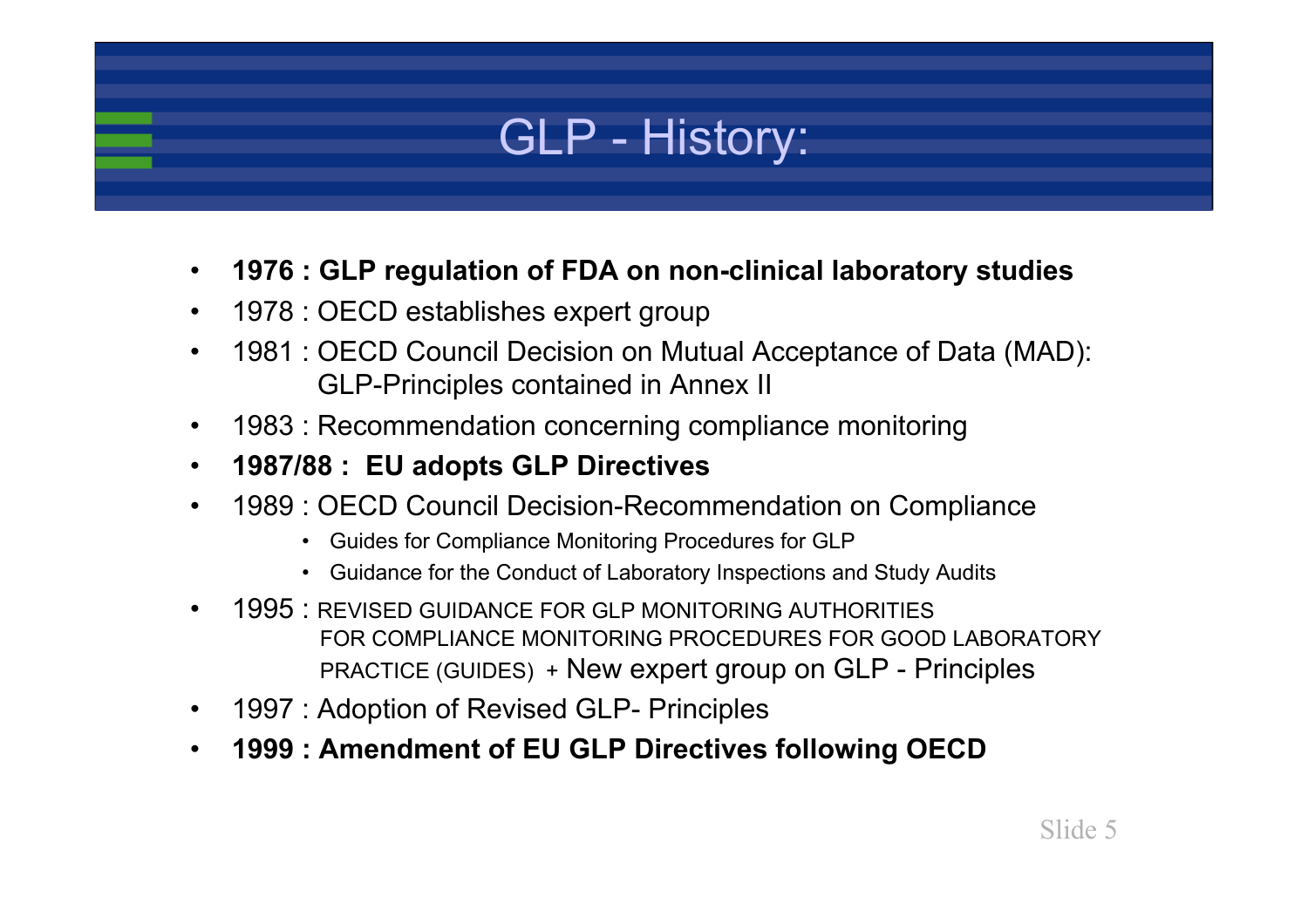# GLP - History:

- **1976 : GLP regulation of FDA on non-clinical laboratory studies**
- 1978 : OECD establishes expert group
- 1981 : OECD Council Decision on Mutual Acceptance of Data (MAD): GLP-Principles contained in Annex II
- 1983 : Recommendation concerning compliance monitoring
- **1987/88 : EU adopts GLP Directives**
- 1989 : OECD Council Decision-Recommendation on Compliance
  - Guides for Compliance Monitoring Procedures for GLP
  - Guidance for the Conduct of Laboratory Inspections and Study Audits
- 1995 : REVISED GUIDANCE FOR GLP MONITORING AUTHORITIES FOR COMPLIANCE MONITORING PROCEDURES FOR GOOD LABORATORY PRACTICE (GUIDES) + New expert group on GLP - Principles
- 1997 : Adoption of Revised GLP- Principles
- **1999 : Amendment of EU GLP Directives following OECD**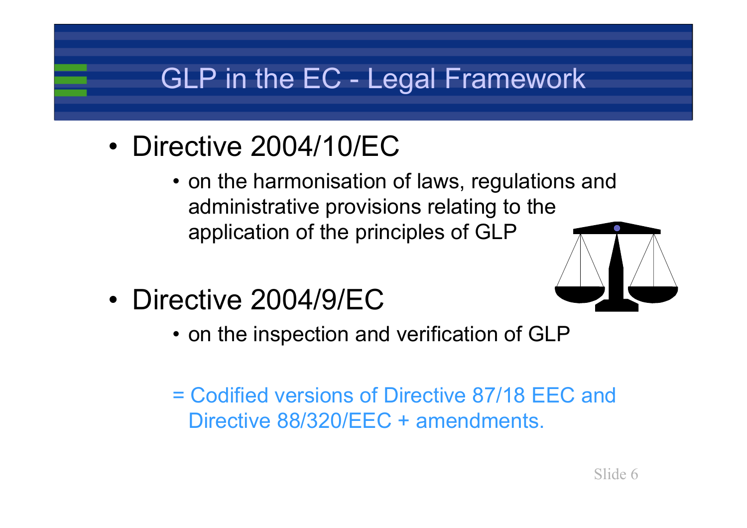# GLP in the EC - Legal Framework

- Directive 2004/10/EC
  - on the harmonisation of laws, regulations and administrative provisions relating to the application of the principles of GLP
- Directive 2004/9/EC
  - on the inspection and verification of GLP

= Codified versions of Directive 87/18 EEC and Directive 88/320/EEC + amendments.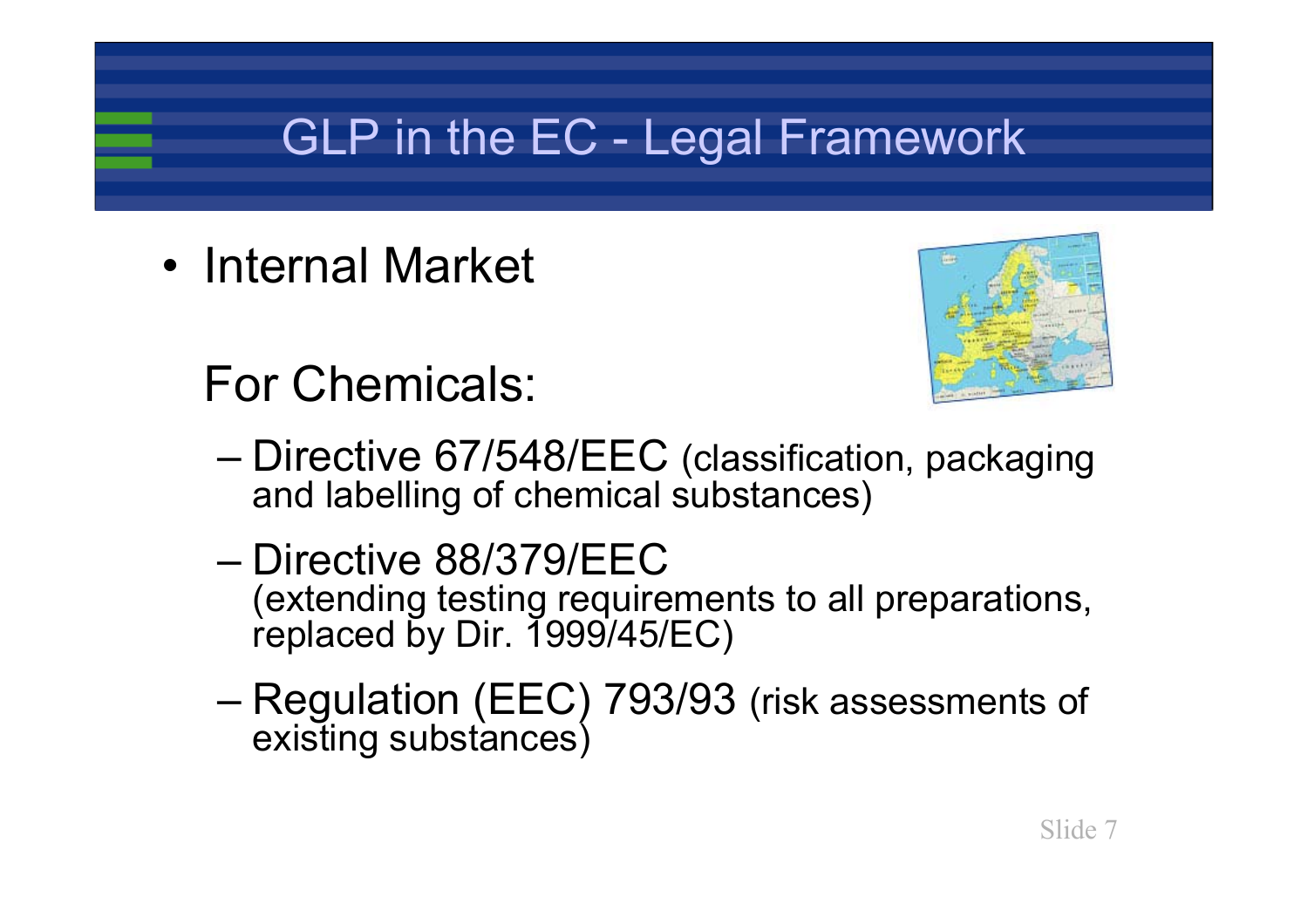# GLP in the EC - Legal Framework

- Internal Market

  For Chemicals:

  - Directive 67/548/EEC (classification, packaging and labelling of chemical substances)
  - Directive 88/379/EEC (extending testing requirements to all preparations, replaced by Dir. 1999/45/EC)
  - Regulation (EEC) 793/93 (risk assessments of existing substances)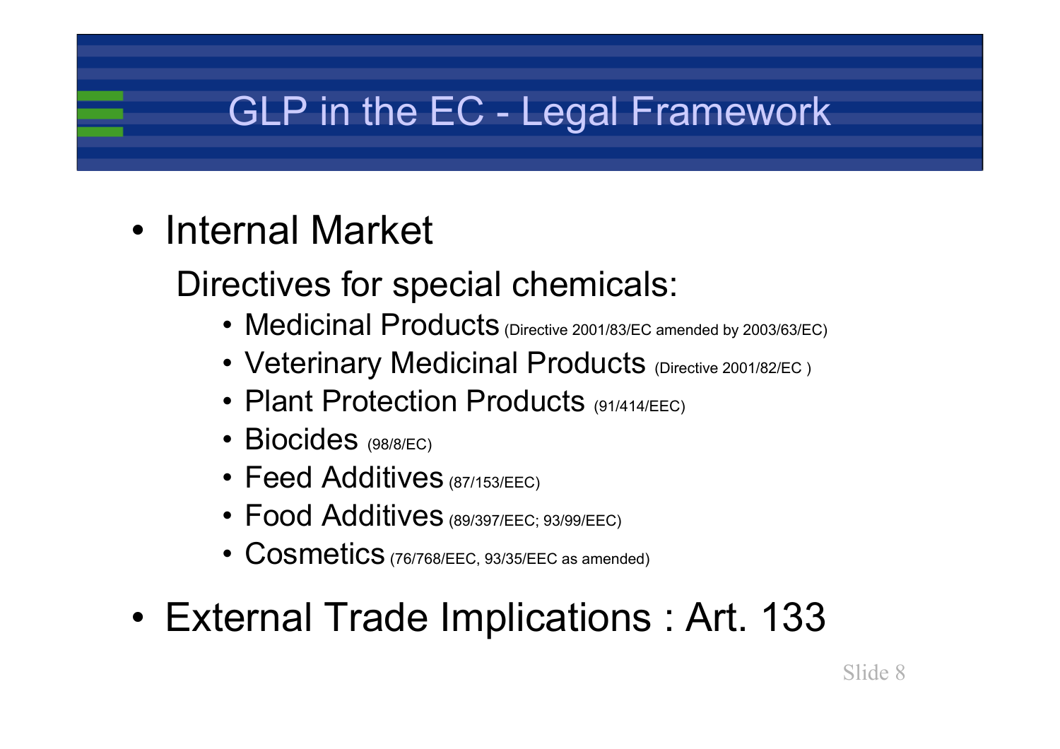# GLP in the EC - Legal Framework

- Internal Market

  Directives for special chemicals:

  - Medicinal Products (Directive 2001/83/EC amended by 2003/63/EC)
  - Veterinary Medicinal Products (Directive 2001/82/EC )
  - Plant Protection Products (91/414/EEC)
  - Biocides (98/8/EC)
  - Feed Additives (87/153/EEC)
  - Food Additives (89/397/EEC; 93/99/EEC)
  - Cosmetics (76/768/EEC, 93/35/EEC as amended)

- External Trade Implications : Art. 133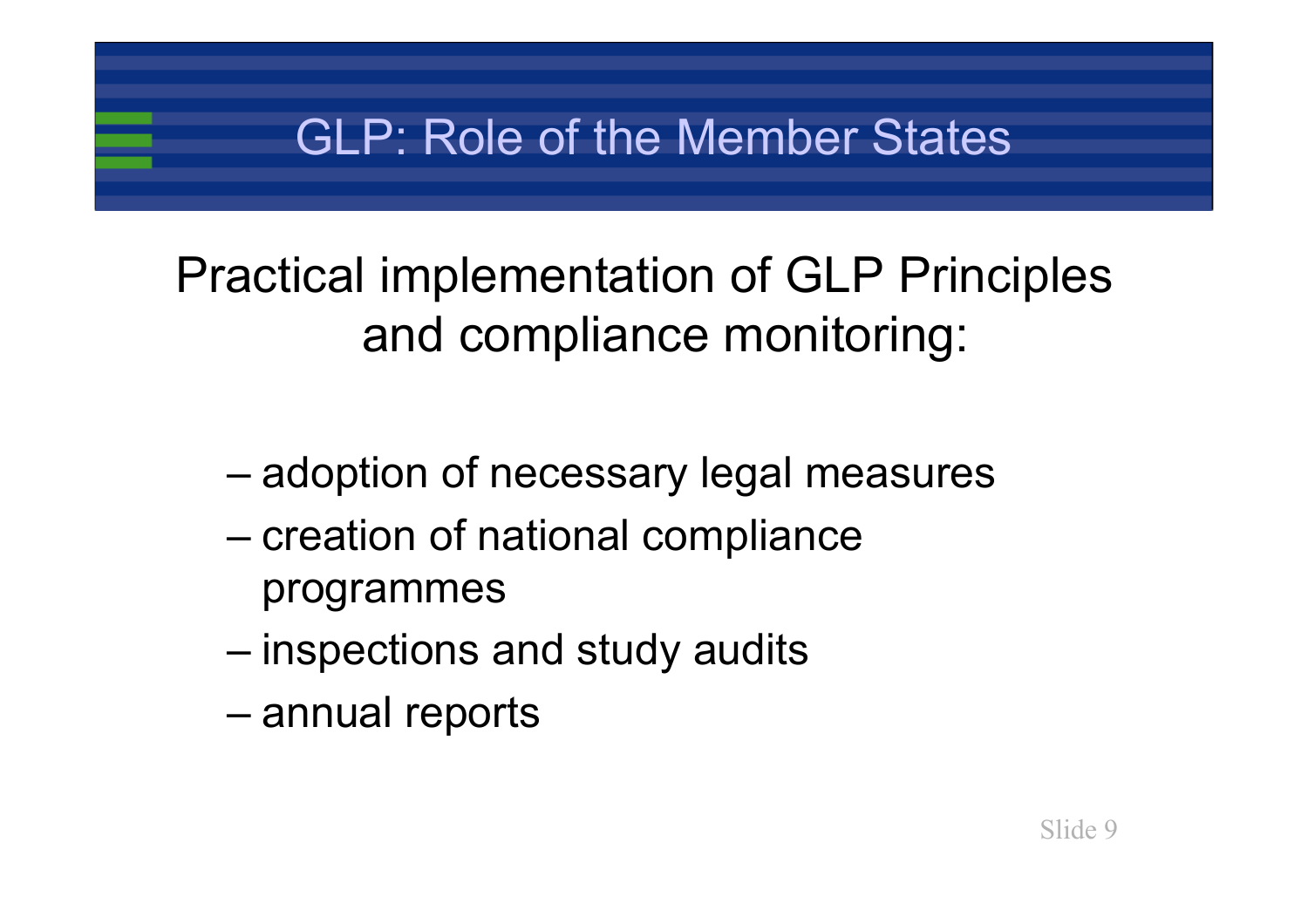# GLP: Role of the Member States

Practical implementation of GLP Principles and compliance monitoring:

- adoption of necessary legal measures
- creation of national compliance programmes
- inspections and study audits
- annual reports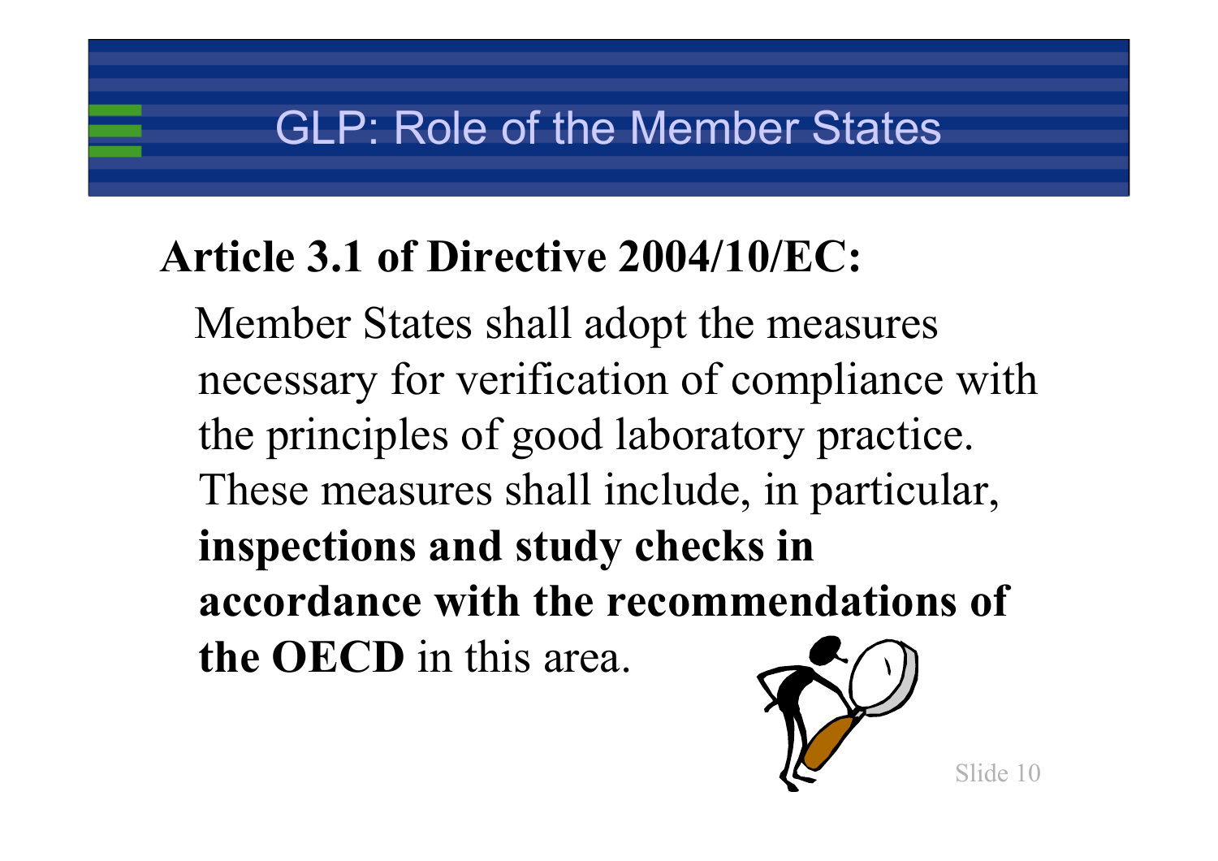# GLP: Role of the Member States

**Article 3.1 of Directive 2004/10/EC:**

Member States shall adopt the measures necessary for verification of compliance with the principles of good laboratory practice. These measures shall include, in particular, **inspections and study checks in accordance with the recommendations of the OECD** in this area.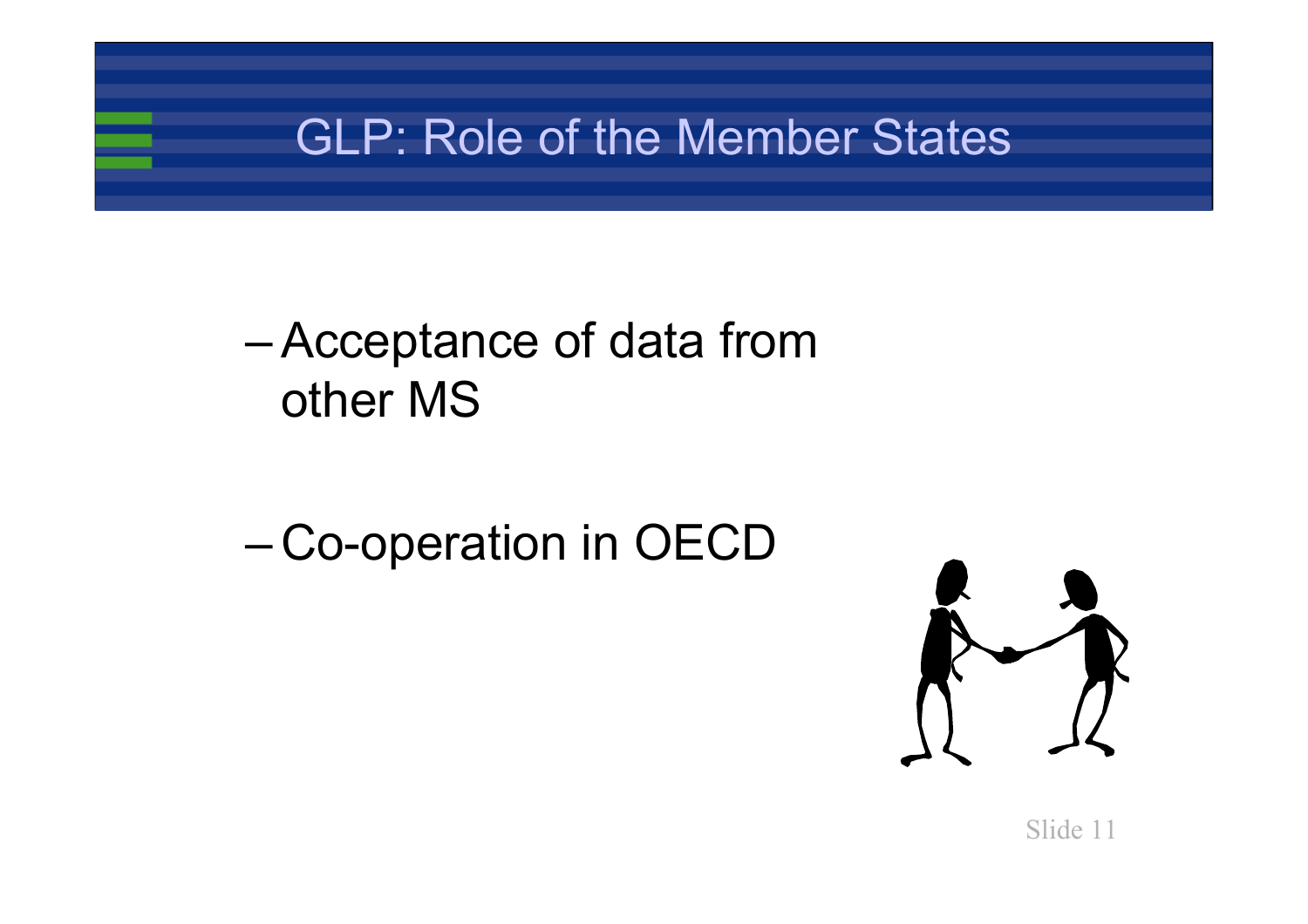# GLP: Role of the Member States

- Acceptance of data from other MS

- Co-operation in OECD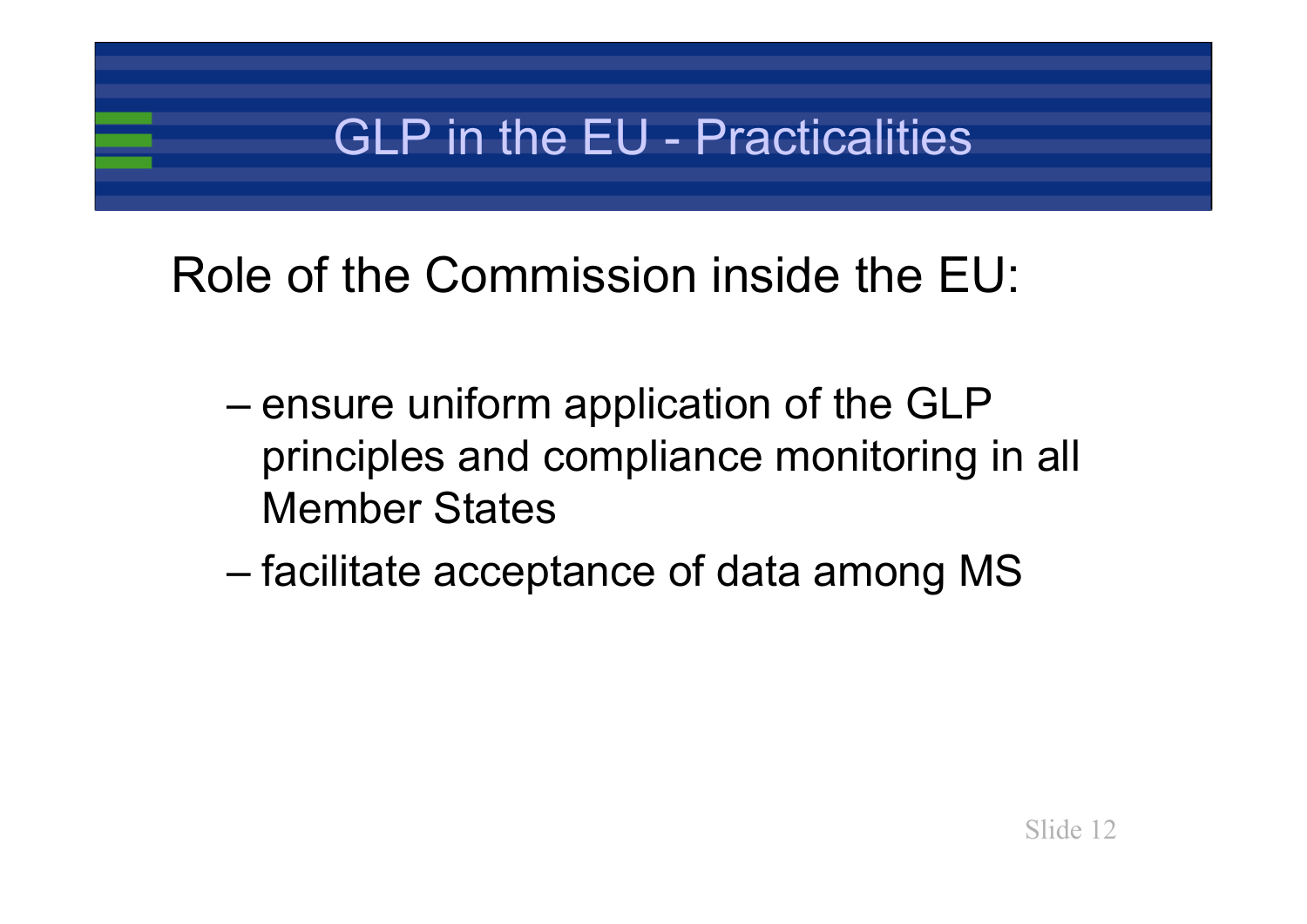# GLP in the EU - Practicalities

Role of the Commission inside the EU:

- ensure uniform application of the GLP principles and compliance monitoring in all Member States
- facilitate acceptance of data among MS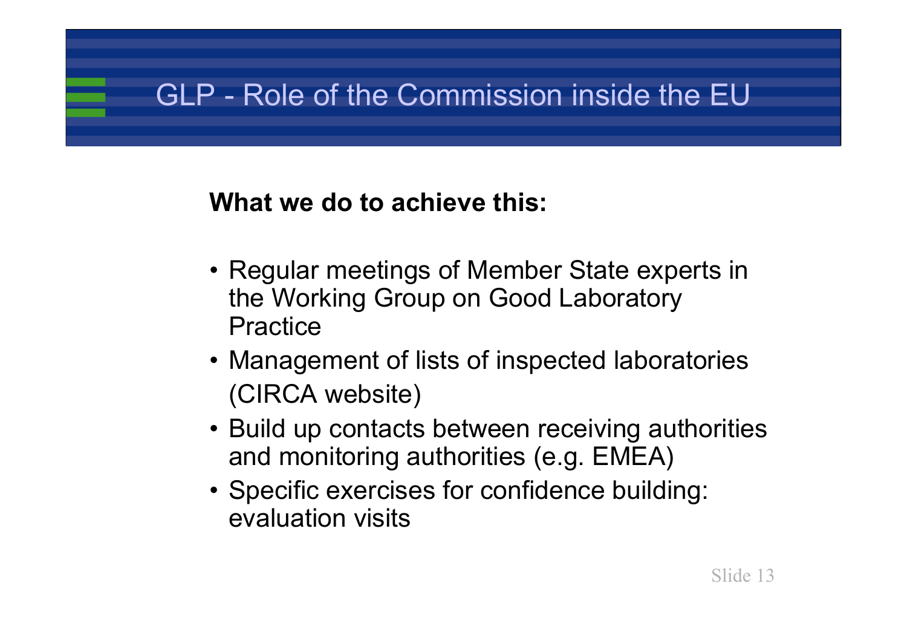# GLP - Role of the Commission inside the EU

**What we do to achieve this:**

- Regular meetings of Member State experts in the Working Group on Good Laboratory Practice
- Management of lists of inspected laboratories (CIRCA website)
- Build up contacts between receiving authorities and monitoring authorities (e.g. EMEA)
- Specific exercises for confidence building: evaluation visits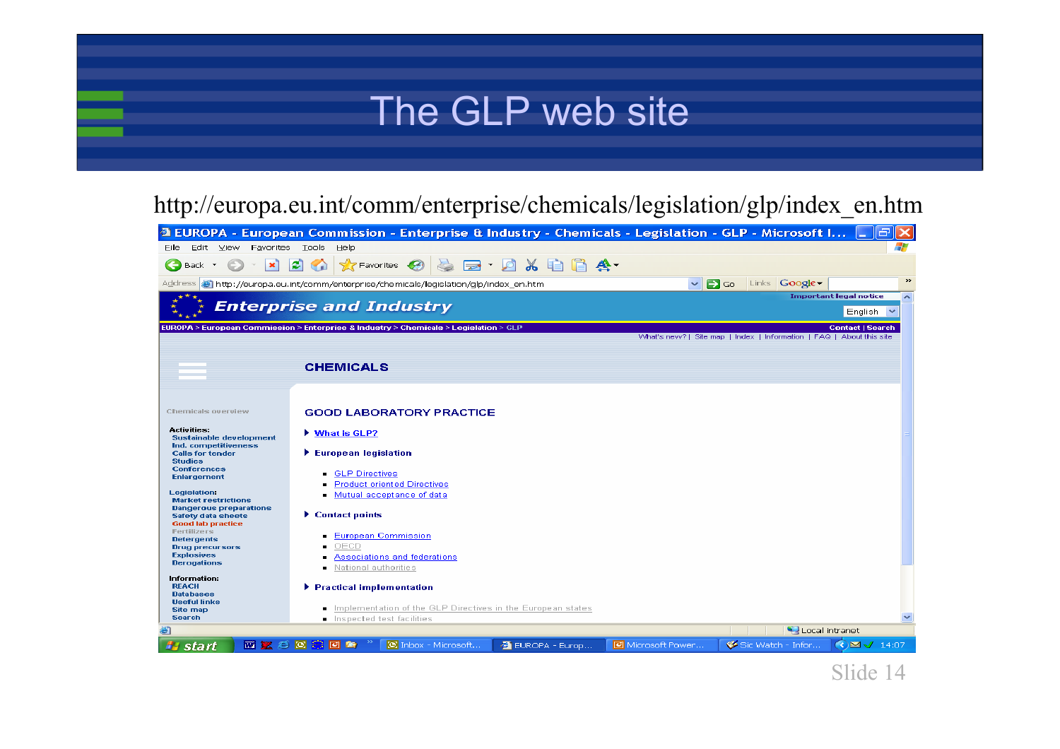# The GLP web site

http://europa.eu.int/comm/enterprise/chemicals/legislation/glp/index_en.htm

EUROPA - European Commission - Enterprise & Industry - Chemicals - Legislation - GLP - Microsoft I...

File Edit View Favorites Tools Help

Address http://europa.eu.int/comm/enterprise/chemicals/legislation/glp/index_en.htm

Important legal notice

**Enterprise and Industry**

English

EUROPA > European Commission > Enterprise & Industry > Chemicals > Legislation > GLP

Contact | Search

What's new? | Site map | Index | Information | FAQ | About this site

## CHEMICALS

Chemicals overview

**Activities:**
- Sustainable development
- Ind. competitiveness
- Calls for tender
- Studies
- Conferences
- Enlargement

**Legislation:**
- Market restrictions
- Dangerous preparations
- Safety data sheets
- Good lab practice
- Fertilizers
- Detergents
- Drug precursors
- Explosives
- Derogations

**Information:**
- REACH
- Databases
- Useful links
- Site map
- Search

### GOOD LABORATORY PRACTICE

- What is GLP?
- **European legislation**
  - GLP Directives
  - Product oriented Directives
  - Mutual acceptance of data
- **Contact points**
  - European Commission
  - OECD
  - Associations and federations
  - National authorities
- **Practical implementation**
  - Implementation of the GLP Directives in the European states
  - Inspected test facilities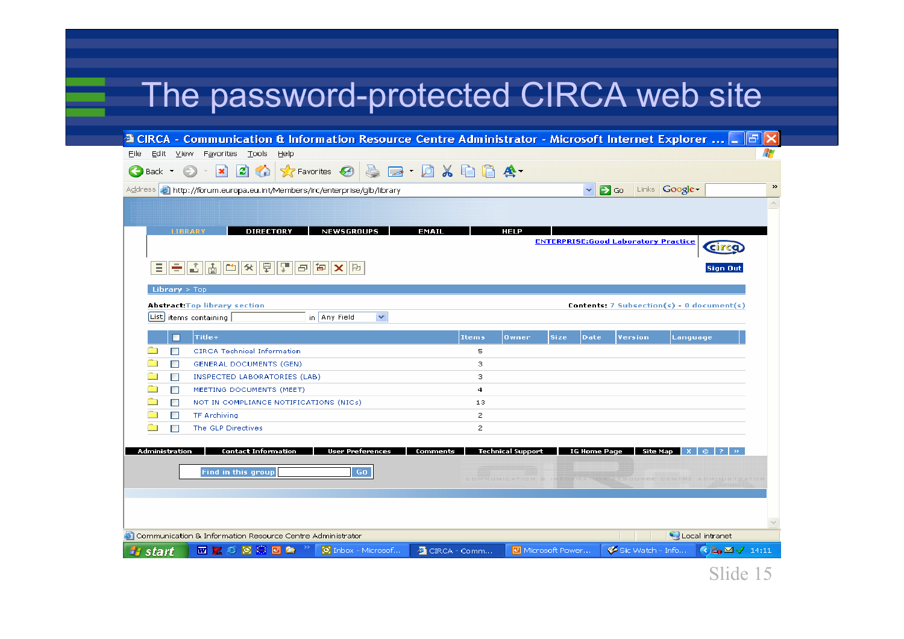# The password-protected CIRCA web site

CIRCA - Communication & Information Resource Centre Administrator - Microsoft Internet Explorer ...

File Edit View Favorites Tools Help

Address http://forum.europa.eu.int/Members/irc/enterprise/glb/library

LIBRARY | DIRECTORY | NEWSGROUPS | EMAIL | HELP

ENTERPRISE:Good Laboratory Practice

Sign Out

Library > Top

Abstract: Top library section

Contents: 7 Subsection(s) - 0 document(s)

List items containing in Any Field

| Title+ | Items | Owner | Size | Date | Version | Language |
|---|---|---|---|---|---|---|
| CIRCA Technical Information | 5 | | | | | |
| GENERAL DOCUMENTS (GEN) | 3 | | | | | |
| INSPECTED LABORATORIES (LAB) | 3 | | | | | |
| MEETING DOCUMENTS (MEET) | 4 | | | | | |
| NOT IN COMPLIANCE NOTIFICATIONS (NICs) | 13 | | | | | |
| TF Archiving | 2 | | | | | |
| The GLP Directives | 2 | | | | | |

Administration | Contact Information | User Preferences | Comments | Technical Support | IG Home Page | Site Map

Find in this group GO

Communication & Information Resource Centre Administrator

Local intranet

start | Inbox - Microsof... | CIRCA - Comm... | Microsoft Power... | Sic Watch - Info... | 14:11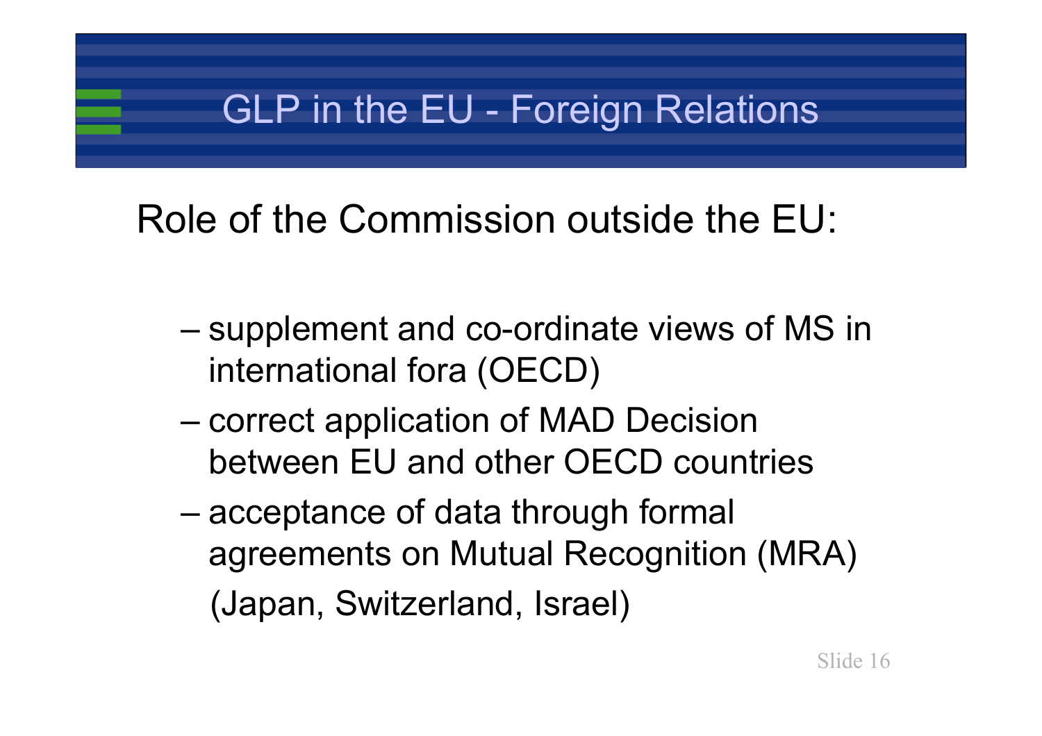# GLP in the EU - Foreign Relations

Role of the Commission outside the EU:

- supplement and co-ordinate views of MS in international fora (OECD)
- correct application of MAD Decision between EU and other OECD countries
- acceptance of data through formal agreements on Mutual Recognition (MRA) (Japan, Switzerland, Israel)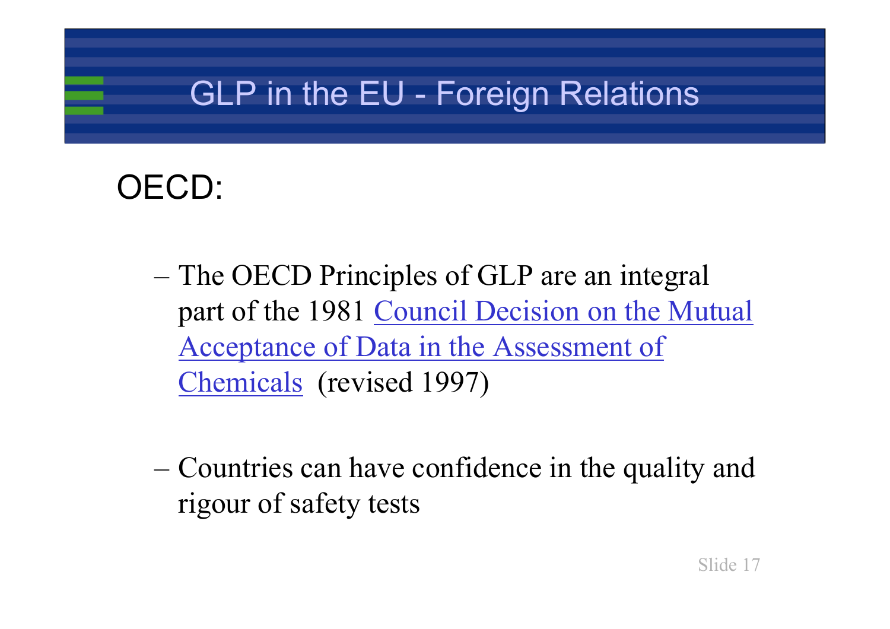# GLP in the EU - Foreign Relations

## OECD:

- The OECD Principles of GLP are an integral part of the 1981 Council Decision on the Mutual Acceptance of Data in the Assessment of Chemicals (revised 1997)

- Countries can have confidence in the quality and rigour of safety tests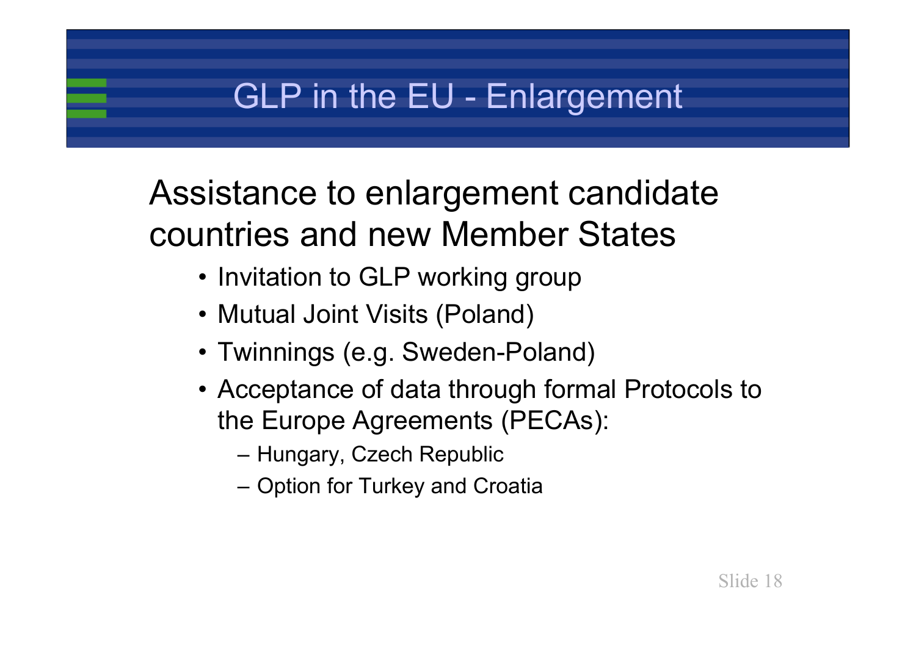# GLP in the EU - Enlargement

## Assistance to enlargement candidate countries and new Member States

- Invitation to GLP working group
- Mutual Joint Visits (Poland)
- Twinnings (e.g. Sweden-Poland)
- Acceptance of data through formal Protocols to the Europe Agreements (PECAs):
  - Hungary, Czech Republic
  - Option for Turkey and Croatia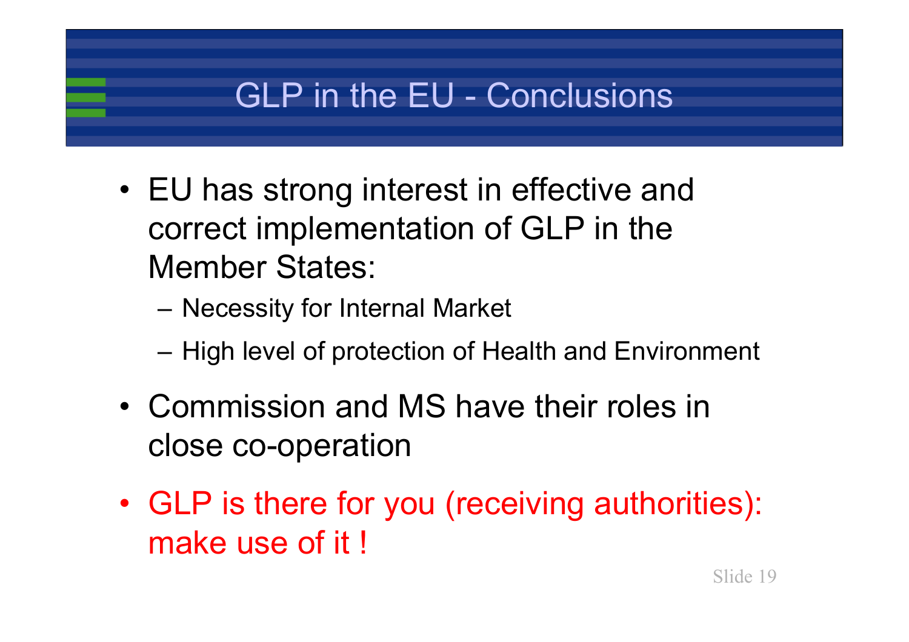# GLP in the EU - Conclusions

- EU has strong interest in effective and correct implementation of GLP in the Member States:
  - Necessity for Internal Market
  - High level of protection of Health and Environment
- Commission and MS have their roles in close co-operation
- GLP is there for you (receiving authorities): make use of it !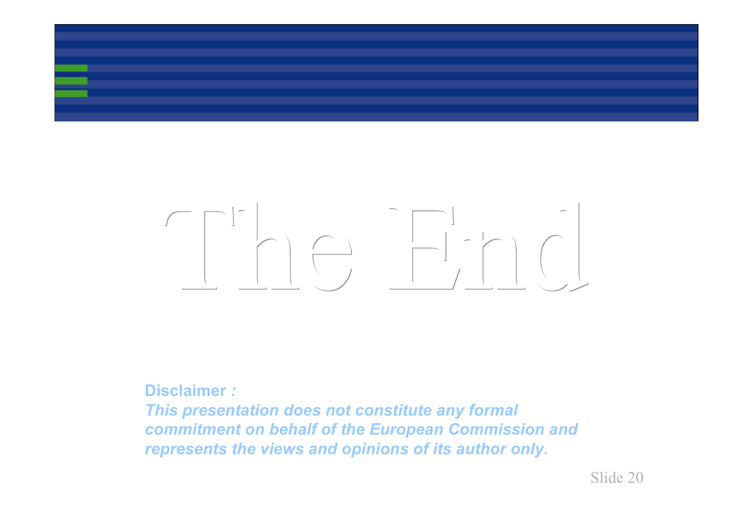# The End

**Disclaimer** ***:***

***This presentation does not constitute any formal commitment on behalf of the European Commission and represents the views and opinions of its author only.***